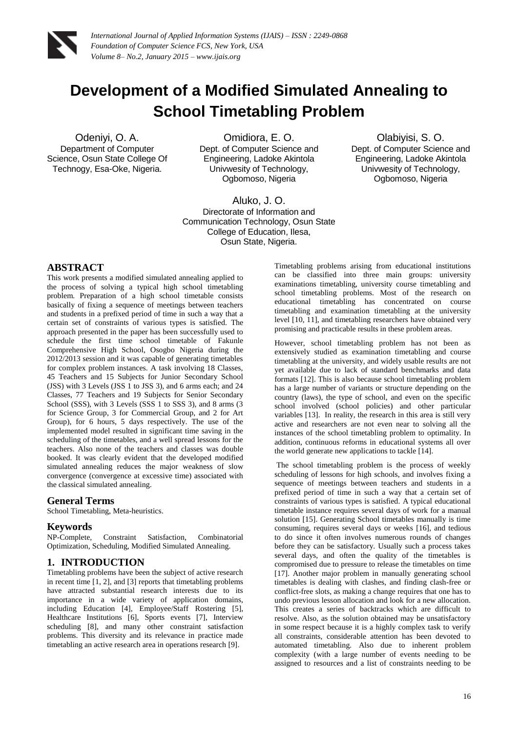# Development of a Modified Simulated Annealing to School Timetabling Problem

Odeniyi, O. A.
Department of Computer Science, Osun State College Of Technogy, Esa-Oke, Nigeria.

Omidiora, E. O.
Dept. of Computer Science and Engineering, Ladoke Akintola Univwesity of Technology, Ogbomoso, Nigeria

Olabiyisi, S. O.
Dept. of Computer Science and Engineering, Ladoke Akintola Univwesity of Technology, Ogbomoso, Nigeria

Aluko, J. O.
Directorate of Information and Communication Technology, Osun State College of Education, Ilesa, Osun State, Nigeria.

## ABSTRACT

This work presents a modified simulated annealing applied to the process of solving a typical high school timetabling problem. Preparation of a high school timetable consists basically of fixing a sequence of meetings between teachers and students in a prefixed period of time in such a way that a certain set of constraints of various types is satisfied. The approach presented in the paper has been successfully used to schedule the first time school timetable of Fakunle Comprehensive High School, Osogbo Nigeria during the 2012/2013 session and it was capable of generating timetables for complex problem instances. A task involving 18 Classes, 45 Teachers and 15 Subjects for Junior Secondary School (JSS) with 3 Levels (JSS 1 to JSS 3), and 6 arms each; and 24 Classes, 77 Teachers and 19 Subjects for Senior Secondary School (SSS), with 3 Levels (SSS 1 to SSS 3), and 8 arms (3 for Science Group, 3 for Commercial Group, and 2 for Art Group), for 6 hours, 5 days respectively. The use of the implemented model resulted in significant time saving in the scheduling of the timetables, and a well spread lessons for the teachers. Also none of the teachers and classes was double booked. It was clearly evident that the developed modified simulated annealing reduces the major weakness of slow convergence (convergence at excessive time) associated with the classical simulated annealing.

## General Terms

School Timetabling, Meta-heuristics.

## Keywords

NP-Complete, Constraint Satisfaction, Combinatorial Optimization, Scheduling, Modified Simulated Annealing.

## 1. INTRODUCTION

Timetabling problems have been the subject of active research in recent time [1, 2], and [3] reports that timetabling problems have attracted substantial research interests due to its importance in a wide variety of application domains, including Education [4], Employee/Staff Rostering [5], Healthcare Institutions [6], Sports events [7], Interview scheduling [8], and many other constraint satisfaction problems. This diversity and its relevance in practice made timetabling an active research area in operations research [9].

Timetabling problems arising from educational institutions can be classified into three main groups: university examinations timetabling, university course timetabling and school timetabling problems. Most of the research on educational timetabling has concentrated on course timetabling and examination timetabling at the university level [10, 11], and timetabling researchers have obtained very promising and practicable results in these problem areas.

However, school timetabling problem has not been as extensively studied as examination timetabling and course timetabling at the university, and widely usable results are not yet available due to lack of standard benchmarks and data formats [12]. This is also because school timetabling problem has a large number of variants or structure depending on the country (laws), the type of school, and even on the specific school involved (school policies) and other particular variables [13]. In reality, the research in this area is still very active and researchers are not even near to solving all the instances of the school timetabling problem to optimality. In addition, continuous reforms in educational systems all over the world generate new applications to tackle [14].

The school timetabling problem is the process of weekly scheduling of lessons for high schools, and involves fixing a sequence of meetings between teachers and students in a prefixed period of time in such a way that a certain set of constraints of various types is satisfied. A typical educational timetable instance requires several days of work for a manual solution [15]. Generating School timetables manually is time consuming, requires several days or weeks [16], and tedious to do since it often involves numerous rounds of changes before they can be satisfactory. Usually such a process takes several days, and often the quality of the timetables is compromised due to pressure to release the timetables on time [17]. Another major problem in manually generating school timetables is dealing with clashes, and finding clash-free or conflict-free slots, as making a change requires that one has to undo previous lesson allocation and look for a new allocation. This creates a series of backtracks which are difficult to resolve. Also, as the solution obtained may be unsatisfactory in some respect because it is a highly complex task to verify all constraints, considerable attention has been devoted to automated timetabling. Also due to inherent problem complexity (with a large number of events needing to be assigned to resources and a list of constraints needing to be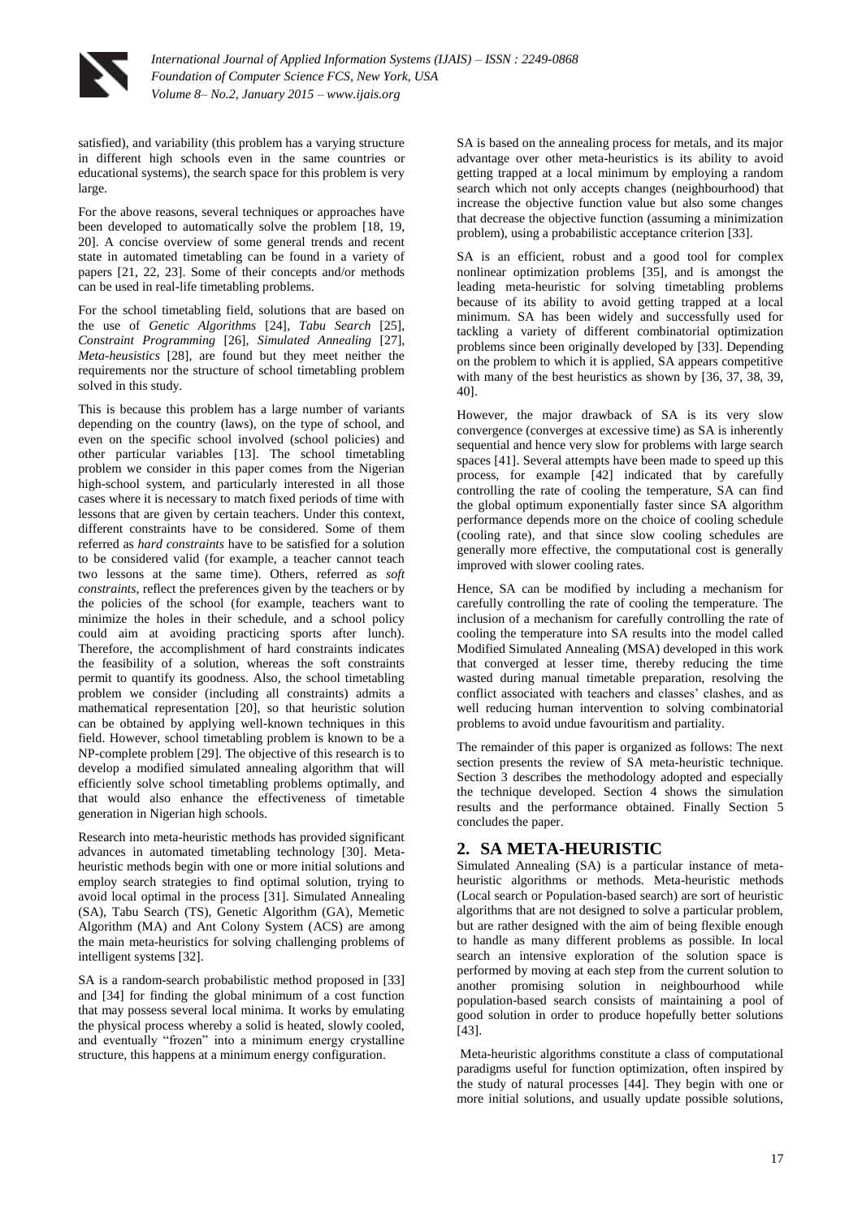satisfied), and variability (this problem has a varying structure in different high schools even in the same countries or educational systems), the search space for this problem is very large.

For the above reasons, several techniques or approaches have been developed to automatically solve the problem [18, 19, 20]. A concise overview of some general trends and recent state in automated timetabling can be found in a variety of papers [21, 22, 23]. Some of their concepts and/or methods can be used in real-life timetabling problems.

For the school timetabling field, solutions that are based on the use of *Genetic Algorithms* [24], *Tabu Search* [25], *Constraint Programming* [26], *Simulated Annealing* [27], *Meta-heusistics* [28], are found but they meet neither the requirements nor the structure of school timetabling problem solved in this study.

This is because this problem has a large number of variants depending on the country (laws), on the type of school, and even on the specific school involved (school policies) and other particular variables [13]. The school timetabling problem we consider in this paper comes from the Nigerian high-school system, and particularly interested in all those cases where it is necessary to match fixed periods of time with lessons that are given by certain teachers. Under this context, different constraints have to be considered. Some of them referred as *hard constraints* have to be satisfied for a solution to be considered valid (for example, a teacher cannot teach two lessons at the same time). Others, referred as *soft constraints*, reflect the preferences given by the teachers or by the policies of the school (for example, teachers want to minimize the holes in their schedule, and a school policy could aim at avoiding practicing sports after lunch). Therefore, the accomplishment of hard constraints indicates the feasibility of a solution, whereas the soft constraints permit to quantify its goodness. Also, the school timetabling problem we consider (including all constraints) admits a mathematical representation [20], so that heuristic solution can be obtained by applying well-known techniques in this field. However, school timetabling problem is known to be a NP-complete problem [29]. The objective of this research is to develop a modified simulated annealing algorithm that will efficiently solve school timetabling problems optimally, and that would also enhance the effectiveness of timetable generation in Nigerian high schools.

Research into meta-heuristic methods has provided significant advances in automated timetabling technology [30]. Meta-heuristic methods begin with one or more initial solutions and employ search strategies to find optimal solution, trying to avoid local optimal in the process [31]. Simulated Annealing (SA), Tabu Search (TS), Genetic Algorithm (GA), Memetic Algorithm (MA) and Ant Colony System (ACS) are among the main meta-heuristics for solving challenging problems of intelligent systems [32].

SA is a random-search probabilistic method proposed in [33] and [34] for finding the global minimum of a cost function that may possess several local minima. It works by emulating the physical process whereby a solid is heated, slowly cooled, and eventually "frozen" into a minimum energy crystalline structure, this happens at a minimum energy configuration.

SA is based on the annealing process for metals, and its major advantage over other meta-heuristics is its ability to avoid getting trapped at a local minimum by employing a random search which not only accepts changes (neighbourhood) that increase the objective function value but also some changes that decrease the objective function (assuming a minimization problem), using a probabilistic acceptance criterion [33].

SA is an efficient, robust and a good tool for complex nonlinear optimization problems [35], and is amongst the leading meta-heuristic for solving timetabling problems because of its ability to avoid getting trapped at a local minimum. SA has been widely and successfully used for tackling a variety of different combinatorial optimization problems since been originally developed by [33]. Depending on the problem to which it is applied, SA appears competitive with many of the best heuristics as shown by [36, 37, 38, 39, 40].

However, the major drawback of SA is its very slow convergence (converges at excessive time) as SA is inherently sequential and hence very slow for problems with large search spaces [41]. Several attempts have been made to speed up this process, for example [42] indicated that by carefully controlling the rate of cooling the temperature, SA can find the global optimum exponentially faster since SA algorithm performance depends more on the choice of cooling schedule (cooling rate), and that since slow cooling schedules are generally more effective, the computational cost is generally improved with slower cooling rates.

Hence, SA can be modified by including a mechanism for carefully controlling the rate of cooling the temperature. The inclusion of a mechanism for carefully controlling the rate of cooling the temperature into SA results into the model called Modified Simulated Annealing (MSA) developed in this work that converged at lesser time, thereby reducing the time wasted during manual timetable preparation, resolving the conflict associated with teachers and classes' clashes, and as well reducing human intervention to solving combinatorial problems to avoid undue favouritism and partiality.

The remainder of this paper is organized as follows: The next section presents the review of SA meta-heuristic technique. Section 3 describes the methodology adopted and especially the technique developed. Section 4 shows the simulation results and the performance obtained. Finally Section 5 concludes the paper.

## 2. SA META-HEURISTIC

Simulated Annealing (SA) is a particular instance of meta-heuristic algorithms or methods. Meta-heuristic methods (Local search or Population-based search) are sort of heuristic algorithms that are not designed to solve a particular problem, but are rather designed with the aim of being flexible enough to handle as many different problems as possible. In local search an intensive exploration of the solution space is performed by moving at each step from the current solution to another promising solution in neighbourhood while population-based search consists of maintaining a pool of good solution in order to produce hopefully better solutions [43].

Meta-heuristic algorithms constitute a class of computational paradigms useful for function optimization, often inspired by the study of natural processes [44]. They begin with one or more initial solutions, and usually update possible solutions,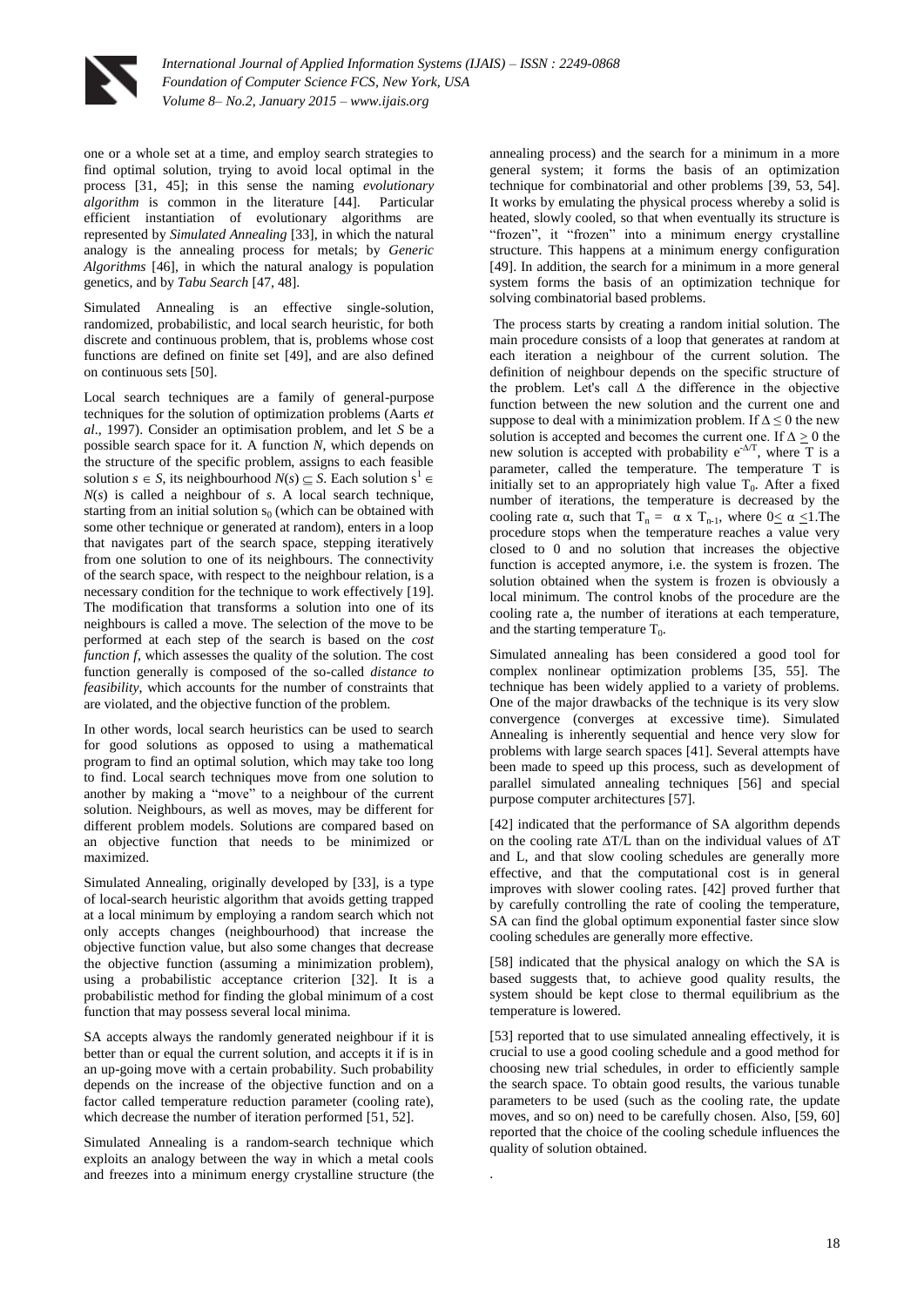one or a whole set at a time, and employ search strategies to find optimal solution, trying to avoid local optimal in the process [31, 45]; in this sense the naming *evolutionary algorithm* is common in the literature [44]. Particular efficient instantiation of evolutionary algorithms are represented by *Simulated Annealing* [33], in which the natural analogy is the annealing process for metals; by *Generic Algorithms* [46], in which the natural analogy is population genetics, and by *Tabu Search* [47, 48].

Simulated Annealing is an effective single-solution, randomized, probabilistic, and local search heuristic, for both discrete and continuous problem, that is, problems whose cost functions are defined on finite set [49], and are also defined on continuous sets [50].

Local search techniques are a family of general-purpose techniques for the solution of optimization problems (Aarts *et al*., 1997). Consider an optimisation problem, and let *S* be a possible search space for it. A function *N*, which depends on the structure of the specific problem, assigns to each feasible solution $s \in S$, its neighbourhood $N(s) \subseteq S$. Each solution $s^1 \in N(s)$ is called a neighbour of *s*. A local search technique, starting from an initial solution $s_0$ (which can be obtained with some other technique or generated at random), enters in a loop that navigates part of the search space, stepping iteratively from one solution to one of its neighbours. The connectivity of the search space, with respect to the neighbour relation, is a necessary condition for the technique to work effectively [19]. The modification that transforms a solution into one of its neighbours is called a move. The selection of the move to be performed at each step of the search is based on the *cost function f*, which assesses the quality of the solution. The cost function generally is composed of the so-called *distance to feasibility*, which accounts for the number of constraints that are violated, and the objective function of the problem.

In other words, local search heuristics can be used to search for good solutions as opposed to using a mathematical program to find an optimal solution, which may take too long to find. Local search techniques move from one solution to another by making a "move" to a neighbour of the current solution. Neighbours, as well as moves, may be different for different problem models. Solutions are compared based on an objective function that needs to be minimized or maximized.

Simulated Annealing, originally developed by [33], is a type of local-search heuristic algorithm that avoids getting trapped at a local minimum by employing a random search which not only accepts changes (neighbourhood) that increase the objective function value, but also some changes that decrease the objective function (assuming a minimization problem), using a probabilistic acceptance criterion [32]. It is a probabilistic method for finding the global minimum of a cost function that may possess several local minima.

SA accepts always the randomly generated neighbour if it is better than or equal the current solution, and accepts it if is in an up-going move with a certain probability. Such probability depends on the increase of the objective function and on a factor called temperature reduction parameter (cooling rate), which decrease the number of iteration performed [51, 52].

Simulated Annealing is a random-search technique which exploits an analogy between the way in which a metal cools and freezes into a minimum energy crystalline structure (the annealing process) and the search for a minimum in a more general system; it forms the basis of an optimization technique for combinatorial and other problems [39, 53, 54]. It works by emulating the physical process whereby a solid is heated, slowly cooled, so that when eventually its structure is "frozen", it "frozen" into a minimum energy crystalline structure. This happens at a minimum energy configuration [49]. In addition, the search for a minimum in a more general system forms the basis of an optimization technique for solving combinatorial based problems.

The process starts by creating a random initial solution. The main procedure consists of a loop that generates at random at each iteration a neighbour of the current solution. The definition of neighbour depends on the specific structure of the problem. Let's call $\Delta$ the difference in the objective function between the new solution and the current one and suppose to deal with a minimization problem. If $\Delta \leq 0$ the new solution is accepted and becomes the current one. If $\Delta \geq 0$ the new solution is accepted with probability $e^{-\Delta/T}$, where T is a parameter, called the temperature. The temperature T is initially set to an appropriately high value $T_0$. After a fixed number of iterations, the temperature is decreased by the cooling rate α, such that $T_n = \alpha \times T_{n-1}$, where $0 \leq \alpha \leq 1$.The procedure stops when the temperature reaches a value very closed to 0 and no solution that increases the objective function is accepted anymore, i.e. the system is frozen. The solution obtained when the system is frozen is obviously a local minimum. The control knobs of the procedure are the cooling rate a, the number of iterations at each temperature, and the starting temperature $T_0$.

Simulated annealing has been considered a good tool for complex nonlinear optimization problems [35, 55]. The technique has been widely applied to a variety of problems. One of the major drawbacks of the technique is its very slow convergence (converges at excessive time). Simulated Annealing is inherently sequential and hence very slow for problems with large search spaces [41]. Several attempts have been made to speed up this process, such as development of parallel simulated annealing techniques [56] and special purpose computer architectures [57].

[42] indicated that the performance of SA algorithm depends on the cooling rate $\Delta T/L$ than on the individual values of $\Delta T$ and L, and that slow cooling schedules are generally more effective, and that the computational cost is in general improves with slower cooling rates. [42] proved further that by carefully controlling the rate of cooling the temperature, SA can find the global optimum exponential faster since slow cooling schedules are generally more effective.

[58] indicated that the physical analogy on which the SA is based suggests that, to achieve good quality results, the system should be kept close to thermal equilibrium as the temperature is lowered.

[53] reported that to use simulated annealing effectively, it is crucial to use a good cooling schedule and a good method for choosing new trial schedules, in order to efficiently sample the search space. To obtain good results, the various tunable parameters to be used (such as the cooling rate, the update moves, and so on) need to be carefully chosen. Also, [59, 60] reported that the choice of the cooling schedule influences the quality of solution obtained.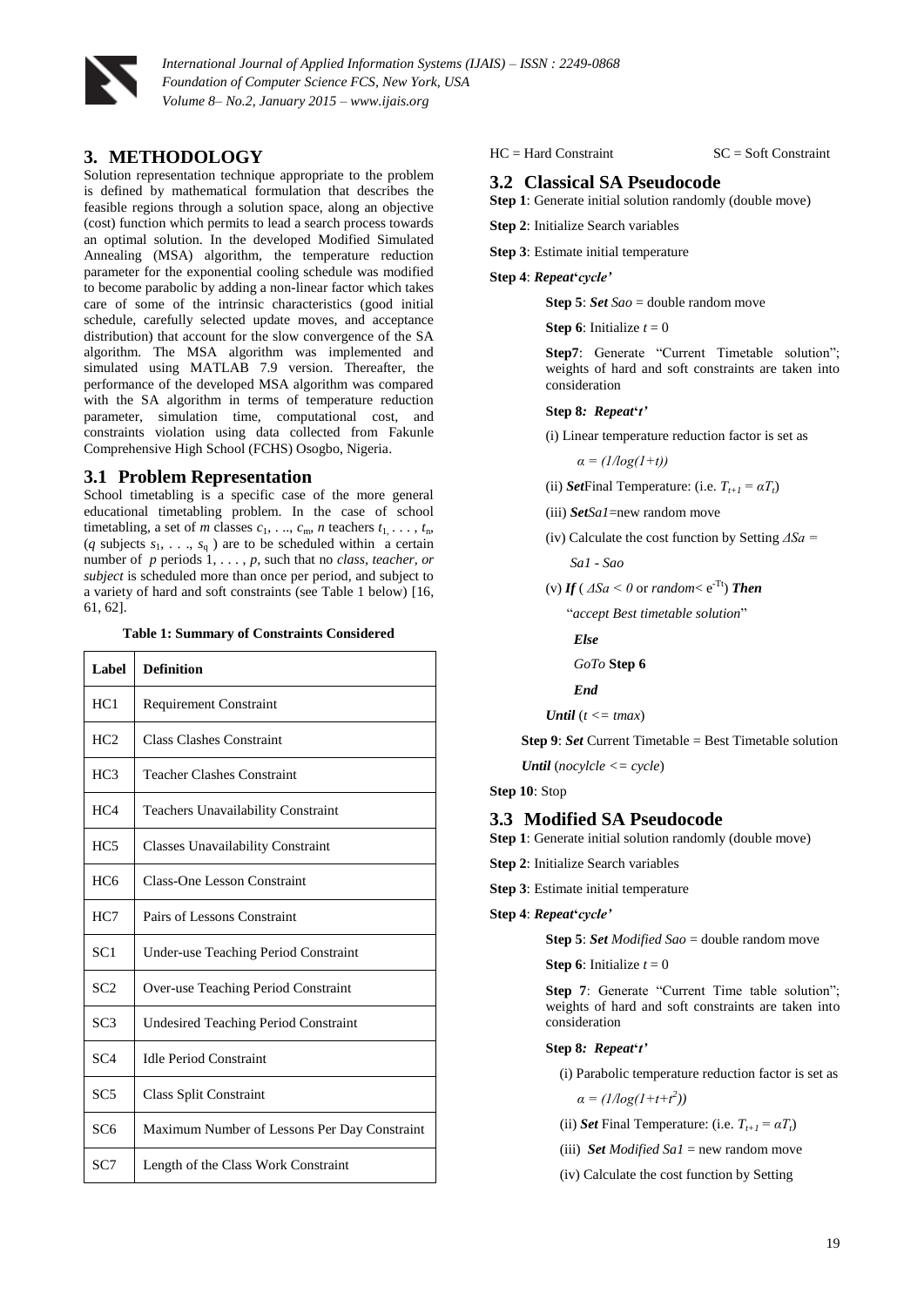## 3. METHODOLOGY

Solution representation technique appropriate to the problem is defined by mathematical formulation that describes the feasible regions through a solution space, along an objective (cost) function which permits to lead a search process towards an optimal solution. In the developed Modified Simulated Annealing (MSA) algorithm, the temperature reduction parameter for the exponential cooling schedule was modified to become parabolic by adding a non-linear factor which takes care of some of the intrinsic characteristics (good initial schedule, carefully selected update moves, and acceptance distribution) that account for the slow convergence of the SA algorithm. The MSA algorithm was implemented and simulated using MATLAB 7.9 version. Thereafter, the performance of the developed MSA algorithm was compared with the SA algorithm in terms of temperature reduction parameter, simulation time, computational cost, and constraints violation using data collected from Fakunle Comprehensive High School (FCHS) Osogbo, Nigeria.

### 3.1 Problem Representation

School timetabling is a specific case of the more general educational timetabling problem. In the case of school timetabling, a set of *m* classes $c_1, \ldots, c_m$, *n* teachers $t_1, \ldots, t_n$, (*q* subjects $s_1, \ldots, s_q$ ) are to be scheduled within a certain number of *p* periods 1, . . . , *p*, such that no *class, teacher, or subject* is scheduled more than once per period, and subject to a variety of hard and soft constraints (see Table 1 below) [16, 61, 62].

**Table 1: Summary of Constraints Considered**

| Label | Definition |
|---|---|
| HC1 | Requirement Constraint |
| HC2 | Class Clashes Constraint |
| HC3 | Teacher Clashes Constraint |
| HC4 | Teachers Unavailability Constraint |
| HC5 | Classes Unavailability Constraint |
| HC6 | Class-One Lesson Constraint |
| HC7 | Pairs of Lessons Constraint |
| SC1 | Under-use Teaching Period Constraint |
| SC2 | Over-use Teaching Period Constraint |
| SC3 | Undesired Teaching Period Constraint |
| SC4 | Idle Period Constraint |
| SC5 | Class Split Constraint |
| SC6 | Maximum Number of Lessons Per Day Constraint |
| SC7 | Length of the Class Work Constraint |

HC = Hard Constraint SC = Soft Constraint

### 3.2 Classical SA Pseudocode

**Step 1**: Generate initial solution randomly (double move)

**Step 2**: Initialize Search variables

**Step 3**: Estimate initial temperature

**Step 4**: ***Repeat*'*cycle*'**

**Step 5**: ***Set*** *Sao* = double random move

**Step 6**: Initialize $t = 0$

**Step7**: Generate "Current Timetable solution"; weights of hard and soft constraints are taken into consideration

**Step 8*: Repeat*'*t*'**

(i) Linear temperature reduction factor is set as

$\alpha = (1/\log(1+t))$

(ii) ***Set***Final Temperature: (i.e. $T_{t+1} = \alpha T_t$)

(iii) ***SetSa1***=new random move

(iv) Calculate the cost function by Setting $\Delta Sa =$ $Sa1 - Sao$

(v) ***If*** ( $\Delta Sa < 0$ or *random*< $e^{-Tt}$) ***Then***

"*accept Best timetable solution*"

***Else***

*GoTo* **Step 6**

***End***

***Until*** ($t <= tmax$)

**Step 9**: ***Set*** Current Timetable = Best Timetable solution

***Until*** (*nocylcle <= cycle*)

**Step 10**: Stop

### 3.3 Modified SA Pseudocode

**Step 1**: Generate initial solution randomly (double move)

**Step 2**: Initialize Search variables

**Step 3**: Estimate initial temperature

**Step 4**: ***Repeat*'*cycle*'**

**Step 5**: ***Set*** *Modified Sao* = double random move

**Step 6**: Initialize $t = 0$

**Step 7**: Generate "Current Time table solution"; weights of hard and soft constraints are taken into consideration

**Step 8*: Repeat*'*t*'**

(i) Parabolic temperature reduction factor is set as

$\alpha = (1/\log(1+t+t^2))$

(ii) ***Set*** Final Temperature: (i.e. $T_{t+1} = \alpha T_t$)

(iii) ***Set*** *Modified Sa1* = new random move

(iv) Calculate the cost function by Setting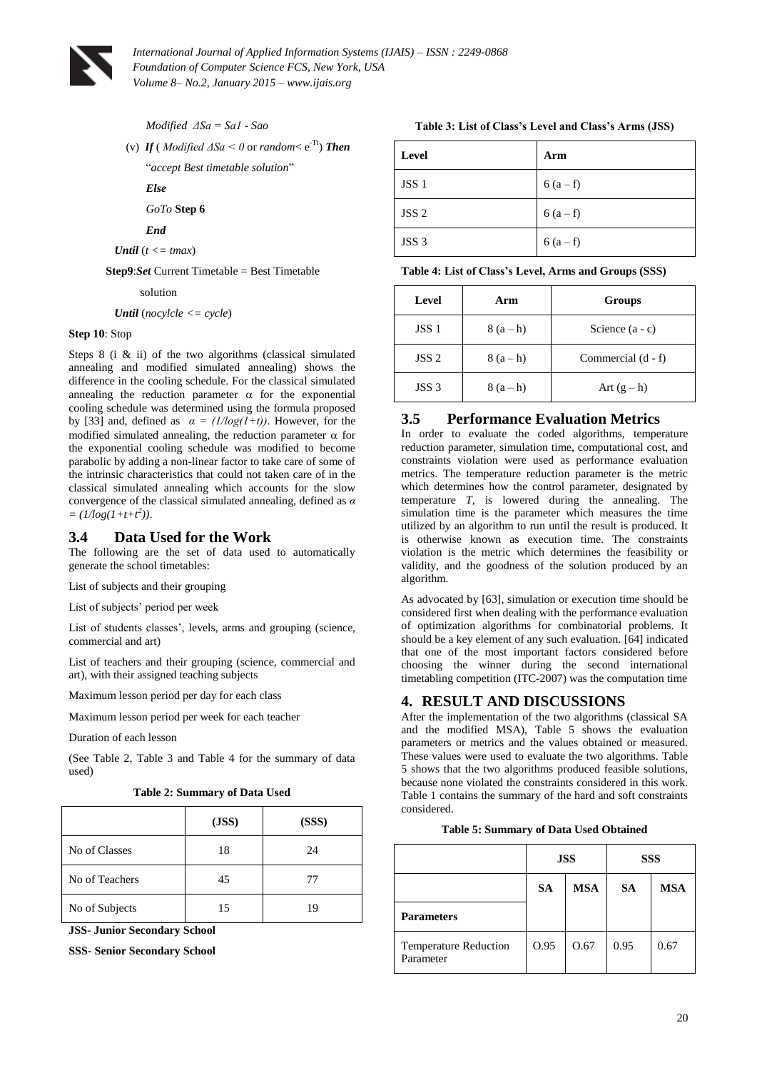*Modified* $\Delta Sa = Sa1 - Sao$

(v) ***If*** ( *Modified* $\Delta Sa < 0$ or *random*< $e^{-T_t}$) ***Then***

"*accept Best timetable solution*"

***Else***

*GoTo* **Step 6**

***End***

***Until*** ($t <= tmax$)

**Step9**:***Set*** Current Timetable = Best Timetable solution

***Until*** (*nocylcle <= cycle*)

**Step 10**: Stop

Steps 8 (i & ii) of the two algorithms (classical simulated annealing and modified simulated annealing) shows the difference in the cooling schedule. For the classical simulated annealing the reduction parameter α for the exponential cooling schedule was determined using the formula proposed by [33] and, defined as $\alpha = (1/log(1+t))$. However, for the modified simulated annealing, the reduction parameter α for the exponential cooling schedule was modified to become parabolic by adding a non-linear factor to take care of some of the intrinsic characteristics that could not taken care of in the classical simulated annealing which accounts for the slow convergence of the classical simulated annealing, defined as $\alpha = (1/log(1+t+t^2))$.

## 3.4 Data Used for the Work

The following are the set of data used to automatically generate the school timetables:

List of subjects and their grouping

List of subjects' period per week

List of students classes', levels, arms and grouping (science, commercial and art)

List of teachers and their grouping (science, commercial and art), with their assigned teaching subjects

Maximum lesson period per day for each class

Maximum lesson period per week for each teacher

Duration of each lesson

(See Table 2, Table 3 and Table 4 for the summary of data used)

**Table 2: Summary of Data Used**

| | (JSS) | (SSS) |
|---|---|---|
| No of Classes | 18 | 24 |
| No of Teachers | 45 | 77 |
| No of Subjects | 15 | 19 |

**JSS- Junior Secondary School**

**SSS- Senior Secondary School**

**Table 3: List of Class's Level and Class's Arms (JSS)**

| Level | Arm |
|---|---|
| JSS 1 | 6 (a – f) |
| JSS 2 | 6 (a – f) |
| JSS 3 | 6 (a – f) |

**Table 4: List of Class's Level, Arms and Groups (SSS)**

| Level | Arm | Groups |
|---|---|---|
| JSS 1 | 8 (a – h) | Science (a - c) |
| JSS 2 | 8 (a – h) | Commercial (d - f) |
| JSS 3 | 8 (a – h) | Art (g – h) |

## 3.5 Performance Evaluation Metrics

In order to evaluate the coded algorithms, temperature reduction parameter, simulation time, computational cost, and constraints violation were used as performance evaluation metrics. The temperature reduction parameter is the metric which determines how the control parameter, designated by temperature *T*, is lowered during the annealing. The simulation time is the parameter which measures the time utilized by an algorithm to run until the result is produced. It is otherwise known as execution time. The constraints violation is the metric which determines the feasibility or validity, and the goodness of the solution produced by an algorithm.

As advocated by [63], simulation or execution time should be considered first when dealing with the performance evaluation of optimization algorithms for combinatorial problems. It should be a key element of any such evaluation. [64] indicated that one of the most important factors considered before choosing the winner during the second international timetabling competition (ITC-2007) was the computation time

# 4. RESULT AND DISCUSSIONS

After the implementation of the two algorithms (classical SA and the modified MSA), Table 5 shows the evaluation parameters or metrics and the values obtained or measured. These values were used to evaluate the two algorithms. Table 5 shows that the two algorithms produced feasible solutions, because none violated the constraints considered in this work. Table 1 contains the summary of the hard and soft constraints considered.

**Table 5: Summary of Data Used Obtained**

| | JSS | | SSS | |
|---|---|---|---|---|
| | SA | MSA | SA | MSA |
| **Parameters** | | | | |
| Temperature Reduction Parameter | O.95 | O.67 | 0.95 | 0.67 |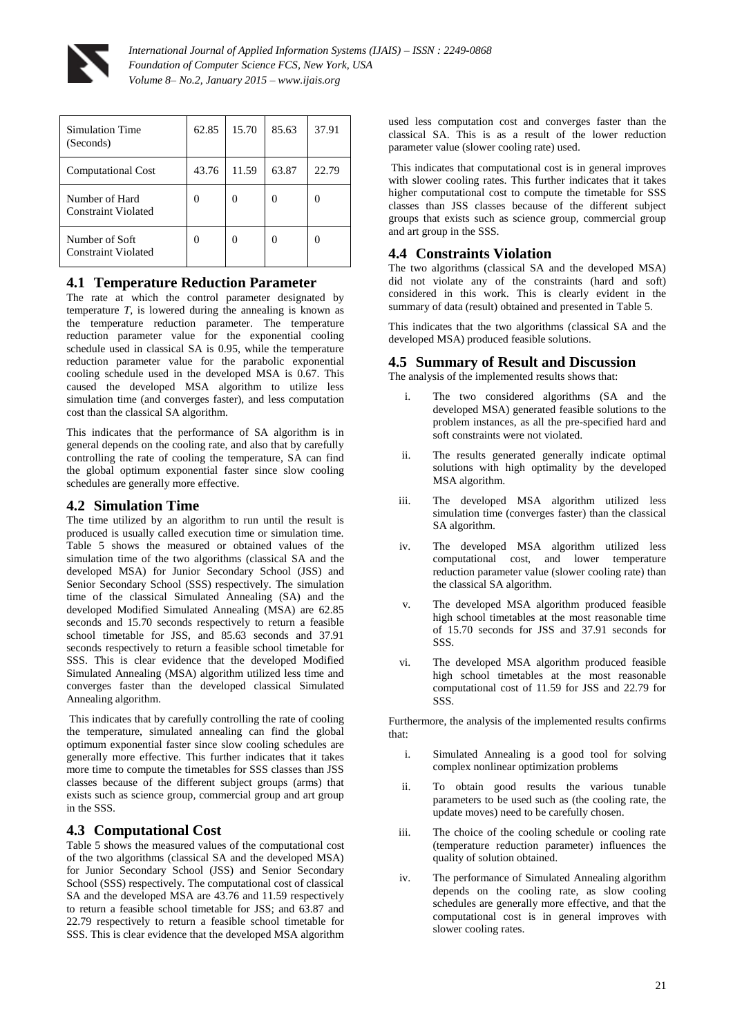| | | | | |
|---|---|---|---|---|
| Simulation Time (Seconds) | 62.85 | 15.70 | 85.63 | 37.91 |
| Computational Cost | 43.76 | 11.59 | 63.87 | 22.79 |
| Number of Hard Constraint Violated | 0 | 0 | 0 | 0 |
| Number of Soft Constraint Violated | 0 | 0 | 0 | 0 |

## 4.1 Temperature Reduction Parameter

The rate at which the control parameter designated by temperature $T$, is lowered during the annealing is known as the temperature reduction parameter. The temperature reduction parameter value for the exponential cooling schedule used in classical SA is 0.95, while the temperature reduction parameter value for the parabolic exponential cooling schedule used in the developed MSA is 0.67. This caused the developed MSA algorithm to utilize less simulation time (and converges faster), and less computation cost than the classical SA algorithm.

This indicates that the performance of SA algorithm is in general depends on the cooling rate, and also that by carefully controlling the rate of cooling the temperature, SA can find the global optimum exponential faster since slow cooling schedules are generally more effective.

## 4.2 Simulation Time

The time utilized by an algorithm to run until the result is produced is usually called execution time or simulation time. Table 5 shows the measured or obtained values of the simulation time of the two algorithms (classical SA and the developed MSA) for Junior Secondary School (JSS) and Senior Secondary School (SSS) respectively. The simulation time of the classical Simulated Annealing (SA) and the developed Modified Simulated Annealing (MSA) are 62.85 seconds and 15.70 seconds respectively to return a feasible school timetable for JSS, and 85.63 seconds and 37.91 seconds respectively to return a feasible school timetable for SSS. This is clear evidence that the developed Modified Simulated Annealing (MSA) algorithm utilized less time and converges faster than the developed classical Simulated Annealing algorithm.

This indicates that by carefully controlling the rate of cooling the temperature, simulated annealing can find the global optimum exponential faster since slow cooling schedules are generally more effective. This further indicates that it takes more time to compute the timetables for SSS classes than JSS classes because of the different subject groups (arms) that exists such as science group, commercial group and art group in the SSS.

## 4.3 Computational Cost

Table 5 shows the measured values of the computational cost of the two algorithms (classical SA and the developed MSA) for Junior Secondary School (JSS) and Senior Secondary School (SSS) respectively. The computational cost of classical SA and the developed MSA are 43.76 and 11.59 respectively to return a feasible school timetable for JSS; and 63.87 and 22.79 respectively to return a feasible school timetable for SSS. This is clear evidence that the developed MSA algorithm used less computation cost and converges faster than the classical SA. This is as a result of the lower reduction parameter value (slower cooling rate) used.

This indicates that computational cost is in general improves with slower cooling rates. This further indicates that it takes higher computational cost to compute the timetable for SSS classes than JSS classes because of the different subject groups that exists such as science group, commercial group and art group in the SSS.

## 4.4 Constraints Violation

The two algorithms (classical SA and the developed MSA) did not violate any of the constraints (hard and soft) considered in this work. This is clearly evident in the summary of data (result) obtained and presented in Table 5.

This indicates that the two algorithms (classical SA and the developed MSA) produced feasible solutions.

## 4.5 Summary of Result and Discussion

The analysis of the implemented results shows that:

i. The two considered algorithms (SA and the developed MSA) generated feasible solutions to the problem instances, as all the pre-specified hard and soft constraints were not violated.

ii. The results generated generally indicate optimal solutions with high optimality by the developed MSA algorithm.

iii. The developed MSA algorithm utilized less simulation time (converges faster) than the classical SA algorithm.

iv. The developed MSA algorithm utilized less computational cost, and lower temperature reduction parameter value (slower cooling rate) than the classical SA algorithm.

v. The developed MSA algorithm produced feasible high school timetables at the most reasonable time of 15.70 seconds for JSS and 37.91 seconds for SSS.

vi. The developed MSA algorithm produced feasible high school timetables at the most reasonable computational cost of 11.59 for JSS and 22.79 for SSS.

Furthermore, the analysis of the implemented results confirms that:

i. Simulated Annealing is a good tool for solving complex nonlinear optimization problems

ii. To obtain good results the various tunable parameters to be used such as (the cooling rate, the update moves) need to be carefully chosen.

iii. The choice of the cooling schedule or cooling rate (temperature reduction parameter) influences the quality of solution obtained.

iv. The performance of Simulated Annealing algorithm depends on the cooling rate, as slow cooling schedules are generally more effective, and that the computational cost is in general improves with slower cooling rates.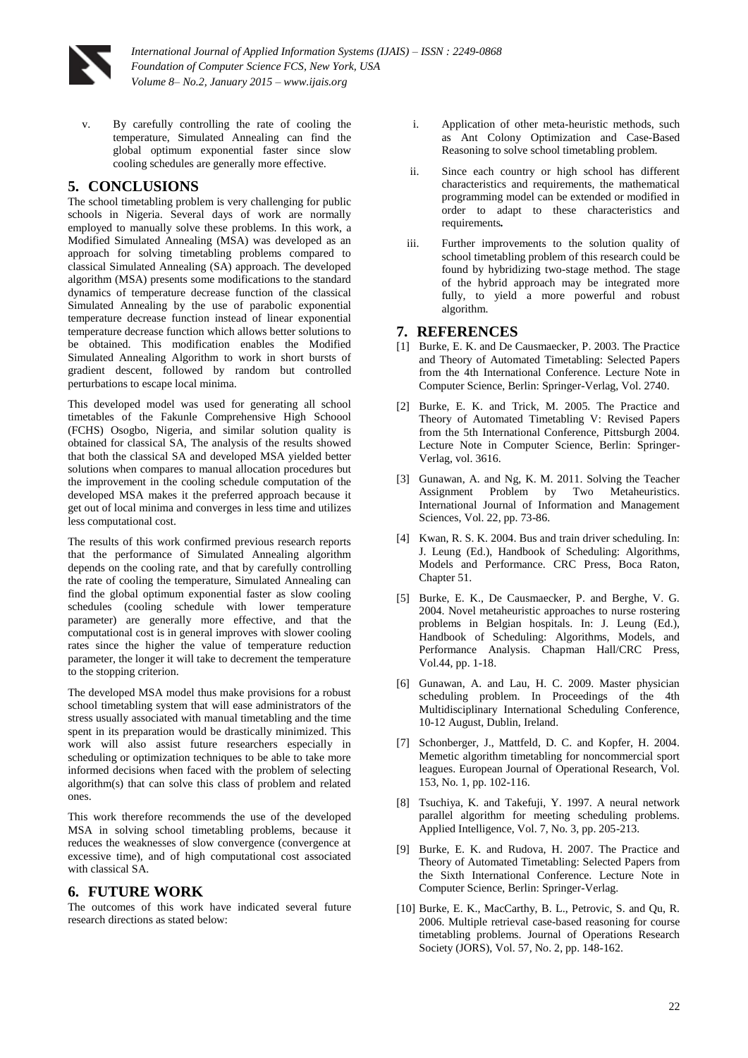v. By carefully controlling the rate of cooling the temperature, Simulated Annealing can find the global optimum exponential faster since slow cooling schedules are generally more effective.

## 5. CONCLUSIONS

The school timetabling problem is very challenging for public schools in Nigeria. Several days of work are normally employed to manually solve these problems. In this work, a Modified Simulated Annealing (MSA) was developed as an approach for solving timetabling problems compared to classical Simulated Annealing (SA) approach. The developed algorithm (MSA) presents some modifications to the standard dynamics of temperature decrease function of the classical Simulated Annealing by the use of parabolic exponential temperature decrease function instead of linear exponential temperature decrease function which allows better solutions to be obtained. This modification enables the Modified Simulated Annealing Algorithm to work in short bursts of gradient descent, followed by random but controlled perturbations to escape local minima.

This developed model was used for generating all school timetables of the Fakunle Comprehensive High Schoool (FCHS) Osogbo, Nigeria, and similar solution quality is obtained for classical SA, The analysis of the results showed that both the classical SA and developed MSA yielded better solutions when compares to manual allocation procedures but the improvement in the cooling schedule computation of the developed MSA makes it the preferred approach because it get out of local minima and converges in less time and utilizes less computational cost.

The results of this work confirmed previous research reports that the performance of Simulated Annealing algorithm depends on the cooling rate, and that by carefully controlling the rate of cooling the temperature, Simulated Annealing can find the global optimum exponential faster as slow cooling schedules (cooling schedule with lower temperature parameter) are generally more effective, and that the computational cost is in general improves with slower cooling rates since the higher the value of temperature reduction parameter, the longer it will take to decrement the temperature to the stopping criterion.

The developed MSA model thus make provisions for a robust school timetabling system that will ease administrators of the stress usually associated with manual timetabling and the time spent in its preparation would be drastically minimized. This work will also assist future researchers especially in scheduling or optimization techniques to be able to take more informed decisions when faced with the problem of selecting algorithm(s) that can solve this class of problem and related ones.

This work therefore recommends the use of the developed MSA in solving school timetabling problems, because it reduces the weaknesses of slow convergence (convergence at excessive time), and of high computational cost associated with classical SA.

## 6. FUTURE WORK

The outcomes of this work have indicated several future research directions as stated below:

i. Application of other meta-heuristic methods, such as Ant Colony Optimization and Case-Based Reasoning to solve school timetabling problem.

ii. Since each country or high school has different characteristics and requirements, the mathematical programming model can be extended or modified in order to adapt to these characteristics and requirements**.**

iii. Further improvements to the solution quality of school timetabling problem of this research could be found by hybridizing two-stage method. The stage of the hybrid approach may be integrated more fully, to yield a more powerful and robust algorithm.

## 7. REFERENCES

[1] Burke, E. K. and De Causmaecker, P. 2003. The Practice and Theory of Automated Timetabling: Selected Papers from the 4th International Conference. Lecture Note in Computer Science, Berlin: Springer-Verlag, Vol. 2740.

[2] Burke, E. K. and Trick, M. 2005. The Practice and Theory of Automated Timetabling V: Revised Papers from the 5th International Conference, Pittsburgh 2004. Lecture Note in Computer Science, Berlin: Springer-Verlag, vol. 3616.

[3] Gunawan, A. and Ng, K. M. 2011. Solving the Teacher Assignment Problem by Two Metaheuristics. International Journal of Information and Management Sciences, Vol. 22, pp. 73-86.

[4] Kwan, R. S. K. 2004. Bus and train driver scheduling. In: J. Leung (Ed.), Handbook of Scheduling: Algorithms, Models and Performance. CRC Press, Boca Raton, Chapter 51.

[5] Burke, E. K., De Causmaecker, P. and Berghe, V. G. 2004. Novel metaheuristic approaches to nurse rostering problems in Belgian hospitals. In: J. Leung (Ed.), Handbook of Scheduling: Algorithms, Models, and Performance Analysis. Chapman Hall/CRC Press, Vol.44, pp. 1-18.

[6] Gunawan, A. and Lau, H. C. 2009. Master physician scheduling problem. In Proceedings of the 4th Multidisciplinary International Scheduling Conference, 10-12 August, Dublin, Ireland.

[7] Schonberger, J., Mattfeld, D. C. and Kopfer, H. 2004. Memetic algorithm timetabling for noncommercial sport leagues. European Journal of Operational Research, Vol. 153, No. 1, pp. 102-116.

[8] Tsuchiya, K. and Takefuji, Y. 1997. A neural network parallel algorithm for meeting scheduling problems. Applied Intelligence, Vol. 7, No. 3, pp. 205-213.

[9] Burke, E. K. and Rudova, H. 2007. The Practice and Theory of Automated Timetabling: Selected Papers from the Sixth International Conference. Lecture Note in Computer Science, Berlin: Springer-Verlag.

[10] Burke, E. K., MacCarthy, B. L., Petrovic, S. and Qu, R. 2006. Multiple retrieval case-based reasoning for course timetabling problems. Journal of Operations Research Society (JORS), Vol. 57, No. 2, pp. 148-162.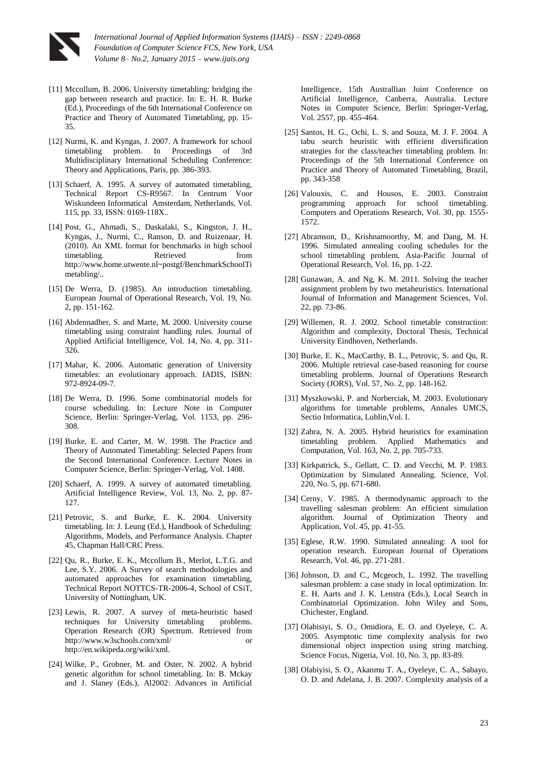[11] Mccollum, B. 2006. University timetabling: bridging the gap between research and practice. In: E. H. R. Burke (Ed.), Proceedings of the 6th International Conference on Practice and Theory of Automated Timetabling, pp. 15-35.

[12] Nurmi, K. and Kyngas, J. 2007. A framework for school timetabling problem. In Proceedings of 3rd Multidisciplinary International Scheduling Conference: Theory and Applications, Paris, pp. 386-393.

[13] Schaerf, A. 1995. A survey of automated timetabling, Technical Report CS-R9567. In Centrum Voor Wiskundeen Informatical Amsterdam, Netherlands, Vol. 115, pp. 33, ISSN: 0169-118X..

[14] Post, G., Ahmadi, S., Daskalaki, S., Kingston, J. H., Kyngas, J., Nurmi, C., Ranson, D. and Ruizenaar, H. (2010). An XML format for benchmarks in high school timetabling. Retrieved from http://www.home.utwente.nl~postgf/BenchmarkSchoolTimetabling/..

[15] De Werra, D. (1985). An introduction timetabling. European Journal of Operational Research, Vol. 19, No. 2, pp. 151-162.

[16] Abdennadher, S. and Marte, M. 2000. University course timetabling using constraint handling rules. Journal of Applied Artificial Intelligence, Vol. 14, No. 4, pp. 311-326.

[17] Mahar, K. 2006. Automatic generation of University timetables: an evolutionary approach. IADIS, ISBN: 972-8924-09-7.

[18] De Werra, D. 1996. Some combinatorial models for course scheduling. In: Lecture Note in Computer Science, Berlin: Springer-Verlag, Vol. 1153, pp. 296-308.

[19] Burke, E. and Carter, M. W. 1998. The Practice and Theory of Automated Timetabling: Selected Papers from the Second International Conference. Lecture Notes in Computer Science, Berlin: Springer-Verlag, Vol. 1408.

[20] Schaerf, A. 1999. A survey of automated timetabling. Artificial Intelligence Review, Vol. 13, No. 2, pp. 87-127.

[21] Petrovic, S. and Burke, E. K. 2004. University timetabling. In: J. Leung (Ed.), Handbook of Scheduling: Algorithms, Models, and Performance Analysis. Chapter 45, Chapman Hall/CRC Press.

[22] Qu, R., Burke, E. K., Mccollum B., Merlot, L.T.G. and Lee, S.Y. 2006. A Survey of search methodologies and automated approaches for examination timetabling, Technical Report NOTTCS-TR-2006-4, School of CSiT, University of Nottingham, UK.

[23] Lewis, R. 2007. A survey of meta-heuristic based techniques for University timetabling problems. Operation Research (OR) Spectrum. Retrieved from http://www.w3schools.com/xml/ or http://en.wikipeda.org/wiki/xml.

[24] Wilke, P., Grobner, M. and Oster, N. 2002. A hybrid genetic algorithm for school timetabling. In: B. Mckay and J. Slaney (Eds.), Al2002: Advances in Artificial Intelligence, 15th Australlian Joint Conference on Artificial Intelligence, Canberra, Australia. Lecture Notes in Computer Science, Berlin: Springer-Verlag, Vol. 2557, pp. 455-464.

[25] Santos, H. G., Ochi, L. S. and Souza, M. J. F. 2004. A tabu search heuristic with efficient diversification strategies for the class/teacher timetabling problem. In: Proceedings of the 5th International Conference on Practice and Theory of Automated Timetabling, Brazil, pp. 343-358

[26] Valouxis, C. and Housos, E. 2003. Constraint programming approach for school timetabling. Computers and Operations Research, Vol. 30, pp. 1555-1572.

[27] Abramson, D., Krishnamoorthy, M. and Dang, M. H. 1996. Simulated annealing cooling schedules for the school timetabling problem. Asia-Pacific Journal of Operational Research, Vol. 16, pp. 1-22.

[28] Gunawan, A. and Ng, K. M. 2011. Solving the teacher assignment problem by two metaheuristics. International Journal of Information and Management Sciences, Vol. 22, pp. 73-86.

[29] Willemen, R. J. 2002. School timetable construction: Algorithm and complexity, Doctoral Thesis, Technical University Eindhoven, Netherlands.

[30] Burke, E. K., MacCarthy, B. L., Petrovic, S. and Qu, R. 2006. Multiple retrieval case-based reasoning for course timetabling problems. Journal of Operations Research Society (JORS), Vol. 57, No. 2, pp. 148-162.

[31] Myszkowski, P. and Norberciak, M. 2003. Evolutionary algorithms for timetable problems, Annales UMCS, Sectio Informatica, Lublin,Vol. I.

[32] Zahra, N. A. 2005. Hybrid heuristics for examination timetabling problem. Applied Mathematics and Computation, Vol. 163, No. 2, pp. 705-733.

[33] Kirkpatrick, S., Gellatt, C. D. and Vecchi, M. P. 1983. Optimization by Simulated Annealing. Science, Vol. 220, No. 5, pp. 671-680.

[34] Cerny, V. 1985. A thermodynamic approach to the travelling salesman problem: An efficient simulation algorithm. Journal of Optimization Theory and Application, Vol. 45, pp. 41-55.

[35] Eglese, R.W. 1990. Simulated annealing: A tool for operation research. European Journal of Operations Research, Vol. 46, pp. 271-281.

[36] Johnson, D. and C., Mcgeoch, L. 1992. The travelling salesman problem: a case study in local optimization. In: E. H. Aarts and J. K. Lenstra (Eds.), Local Search in Combinatorial Optimization. John Wiley and Sons, Chichester, England.

[37] Olabisiyi, S. O., Omidiora, E. O. and Oyeleye, C. A. 2005. Asymptotic time complexity analysis for two dimensional object inspection using string matching. Science Focus, Nigeria, Vol. 10, No. 3, pp. 83-89.

[38] Olabiyisi, S. O., Akanmu T. A., Oyeleye, C. A., Sabayo, O. D. and Adelana, J. B. 2007. Complexity analysis of a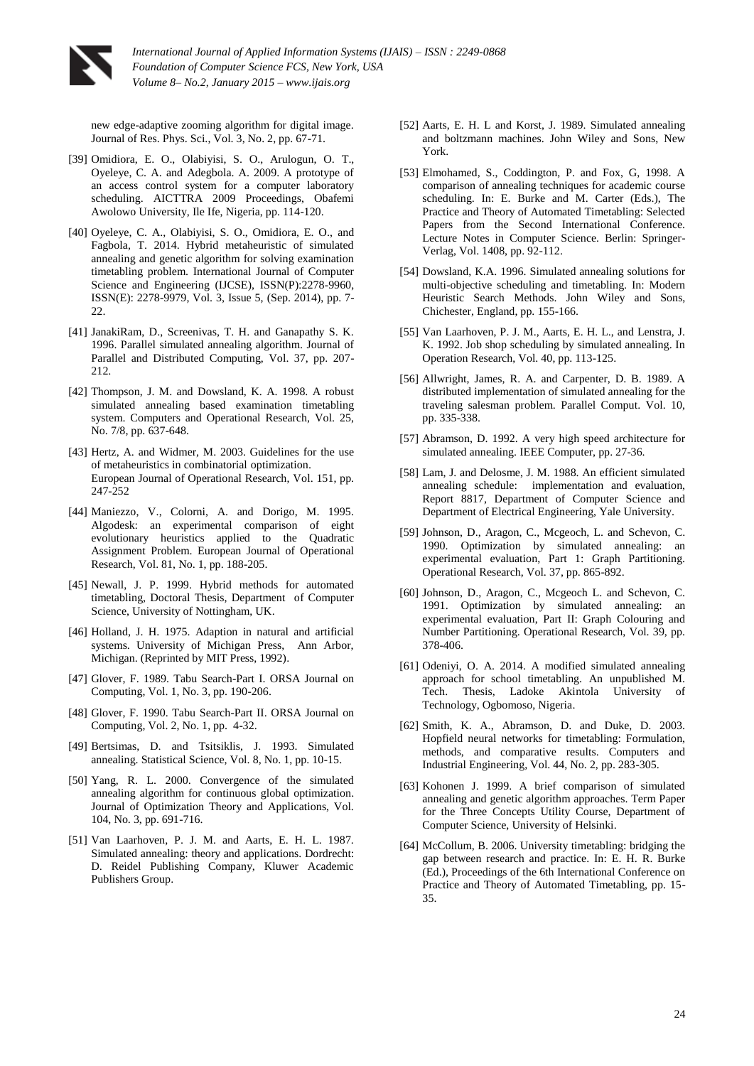new edge-adaptive zooming algorithm for digital image. Journal of Res. Phys. Sci., Vol. 3, No. 2, pp. 67-71.

[39] Omidiora, E. O., Olabiyisi, S. O., Arulogun, O. T., Oyeleye, C. A. and Adegbola. A. 2009. A prototype of an access control system for a computer laboratory scheduling. AICTTRA 2009 Proceedings, Obafemi Awolowo University, Ile Ife, Nigeria, pp. 114-120.

[40] Oyeleye, C. A., Olabiyisi, S. O., Omidiora, E. O., and Fagbola, T. 2014. Hybrid metaheuristic of simulated annealing and genetic algorithm for solving examination timetabling problem. International Journal of Computer Science and Engineering (IJCSE), ISSN(P):2278-9960, ISSN(E): 2278-9979, Vol. 3, Issue 5, (Sep. 2014), pp. 7-22.

[41] JanakiRam, D., Screenivas, T. H. and Ganapathy S. K. 1996. Parallel simulated annealing algorithm. Journal of Parallel and Distributed Computing, Vol. 37, pp. 207-212.

[42] Thompson, J. M. and Dowsland, K. A. 1998. A robust simulated annealing based examination timetabling system. Computers and Operational Research, Vol. 25, No. 7/8, pp. 637-648.

[43] Hertz, A. and Widmer, M. 2003. Guidelines for the use of metaheuristics in combinatorial optimization. European Journal of Operational Research, Vol. 151, pp. 247-252

[44] Maniezzo, V., Colorni, A. and Dorigo, M. 1995. Algodesk: an experimental comparison of eight evolutionary heuristics applied to the Quadratic Assignment Problem. European Journal of Operational Research, Vol. 81, No. 1, pp. 188-205.

[45] Newall, J. P. 1999. Hybrid methods for automated timetabling, Doctoral Thesis, Department of Computer Science, University of Nottingham, UK.

[46] Holland, J. H. 1975. Adaption in natural and artificial systems. University of Michigan Press, Ann Arbor, Michigan. (Reprinted by MIT Press, 1992).

[47] Glover, F. 1989. Tabu Search-Part I. ORSA Journal on Computing, Vol. 1, No. 3, pp. 190-206.

[48] Glover, F. 1990. Tabu Search-Part II. ORSA Journal on Computing, Vol. 2, No. 1, pp. 4-32.

[49] Bertsimas, D. and Tsitsiklis, J. 1993. Simulated annealing. Statistical Science, Vol. 8, No. 1, pp. 10-15.

[50] Yang, R. L. 2000. Convergence of the simulated annealing algorithm for continuous global optimization. Journal of Optimization Theory and Applications, Vol. 104, No. 3, pp. 691-716.

[51] Van Laarhoven, P. J. M. and Aarts, E. H. L. 1987. Simulated annealing: theory and applications. Dordrecht: D. Reidel Publishing Company, Kluwer Academic Publishers Group.

[52] Aarts, E. H. L and Korst, J. 1989. Simulated annealing and boltzmann machines. John Wiley and Sons, New York.

[53] Elmohamed, S., Coddington, P. and Fox, G, 1998. A comparison of annealing techniques for academic course scheduling. In: E. Burke and M. Carter (Eds.), The Practice and Theory of Automated Timetabling: Selected Papers from the Second International Conference. Lecture Notes in Computer Science. Berlin: Springer-Verlag, Vol. 1408, pp. 92-112.

[54] Dowsland, K.A. 1996. Simulated annealing solutions for multi-objective scheduling and timetabling. In: Modern Heuristic Search Methods. John Wiley and Sons, Chichester, England, pp. 155-166.

[55] Van Laarhoven, P. J. M., Aarts, E. H. L., and Lenstra, J. K. 1992. Job shop scheduling by simulated annealing. In Operation Research, Vol. 40, pp. 113-125.

[56] Allwright, James, R. A. and Carpenter, D. B. 1989. A distributed implementation of simulated annealing for the traveling salesman problem. Parallel Comput. Vol. 10, pp. 335-338.

[57] Abramson, D. 1992. A very high speed architecture for simulated annealing. IEEE Computer, pp. 27-36.

[58] Lam, J. and Delosme, J. M. 1988. An efficient simulated annealing schedule: implementation and evaluation, Report 8817, Department of Computer Science and Department of Electrical Engineering, Yale University.

[59] Johnson, D., Aragon, C., Mcgeoch, L. and Schevon, C. 1990. Optimization by simulated annealing: an experimental evaluation, Part 1: Graph Partitioning. Operational Research, Vol. 37, pp. 865-892.

[60] Johnson, D., Aragon, C., Mcgeoch L. and Schevon, C. 1991. Optimization by simulated annealing: an experimental evaluation, Part II: Graph Colouring and Number Partitioning. Operational Research, Vol. 39, pp. 378-406.

[61] Odeniyi, O. A. 2014. A modified simulated annealing approach for school timetabling. An unpublished M. Tech. Thesis, Ladoke Akintola University of Technology, Ogbomoso, Nigeria.

[62] Smith, K. A., Abramson, D. and Duke, D. 2003. Hopfield neural networks for timetabling: Formulation, methods, and comparative results. Computers and Industrial Engineering, Vol. 44, No. 2, pp. 283-305.

[63] Kohonen J. 1999. A brief comparison of simulated annealing and genetic algorithm approaches. Term Paper for the Three Concepts Utility Course, Department of Computer Science, University of Helsinki.

[64] McCollum, B. 2006. University timetabling: bridging the gap between research and practice. In: E. H. R. Burke (Ed.), Proceedings of the 6th International Conference on Practice and Theory of Automated Timetabling, pp. 15-35.